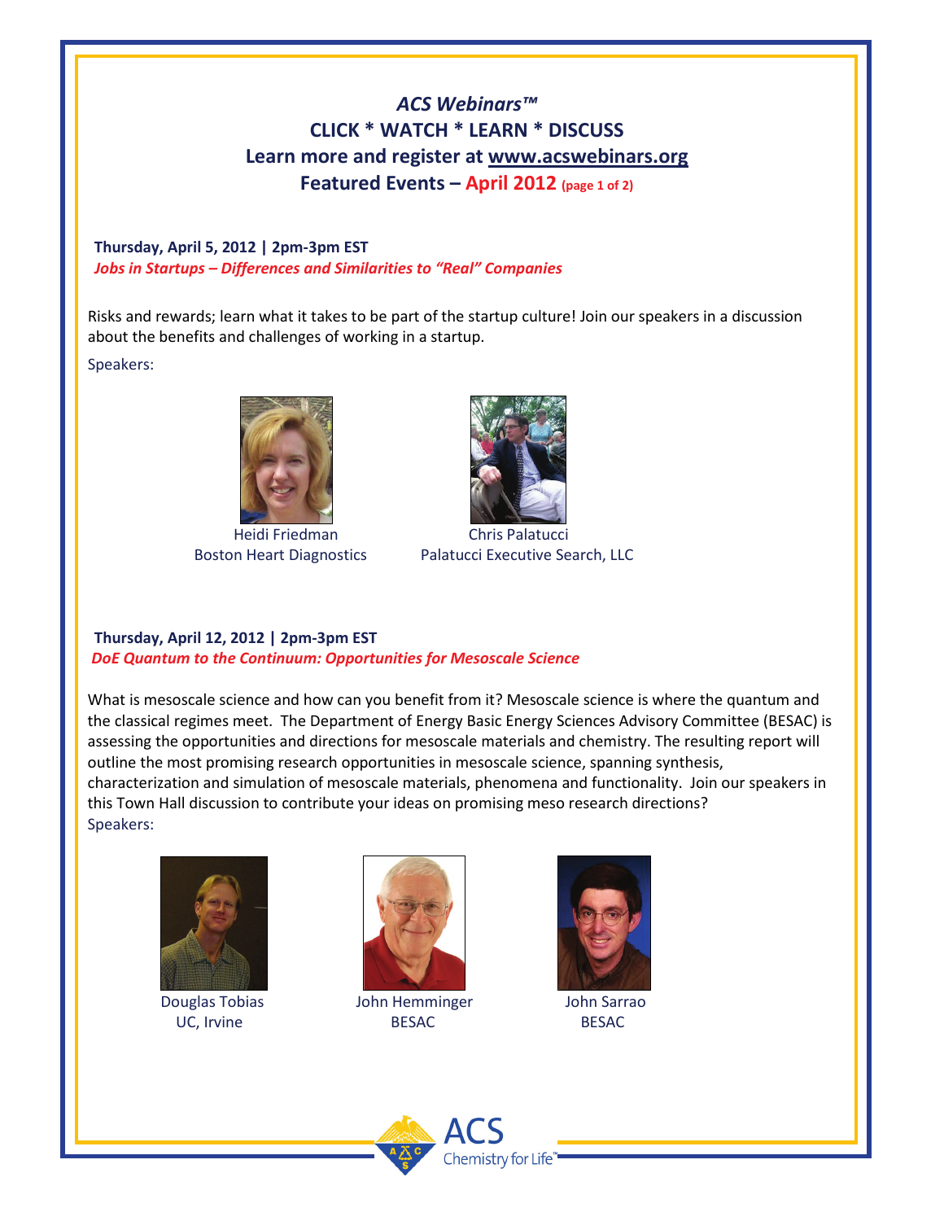# *ACS Webinars™*

## CLICK * WATCH * LEARN * DISCUSS

## Learn more and register at www.acswebinars.org

## Featured Events – April 2012 (page 1 of 2)

**Thursday, April 5, 2012 | 2pm-3pm EST**

***Jobs in Startups – Differences and Similarities to "Real" Companies***

Risks and rewards; learn what it takes to be part of the startup culture! Join our speakers in a discussion about the benefits and challenges of working in a startup.

Speakers:

Heidi Friedman
Boston Heart Diagnostics

Chris Palatucci
Palatucci Executive Search, LLC

**Thursday, April 12, 2012 | 2pm-3pm EST**

***DoE Quantum to the Continuum: Opportunities for Mesoscale Science***

What is mesoscale science and how can you benefit from it? Mesoscale science is where the quantum and the classical regimes meet. The Department of Energy Basic Energy Sciences Advisory Committee (BESAC) is assessing the opportunities and directions for mesoscale materials and chemistry. The resulting report will outline the most promising research opportunities in mesoscale science, spanning synthesis, characterization and simulation of mesoscale materials, phenomena and functionality. Join our speakers in this Town Hall discussion to contribute your ideas on promising meso research directions?

Speakers:

Douglas Tobias
UC, Irvine

John Hemminger
BESAC

John Sarrao
BESAC

ACS Chemistry for Life™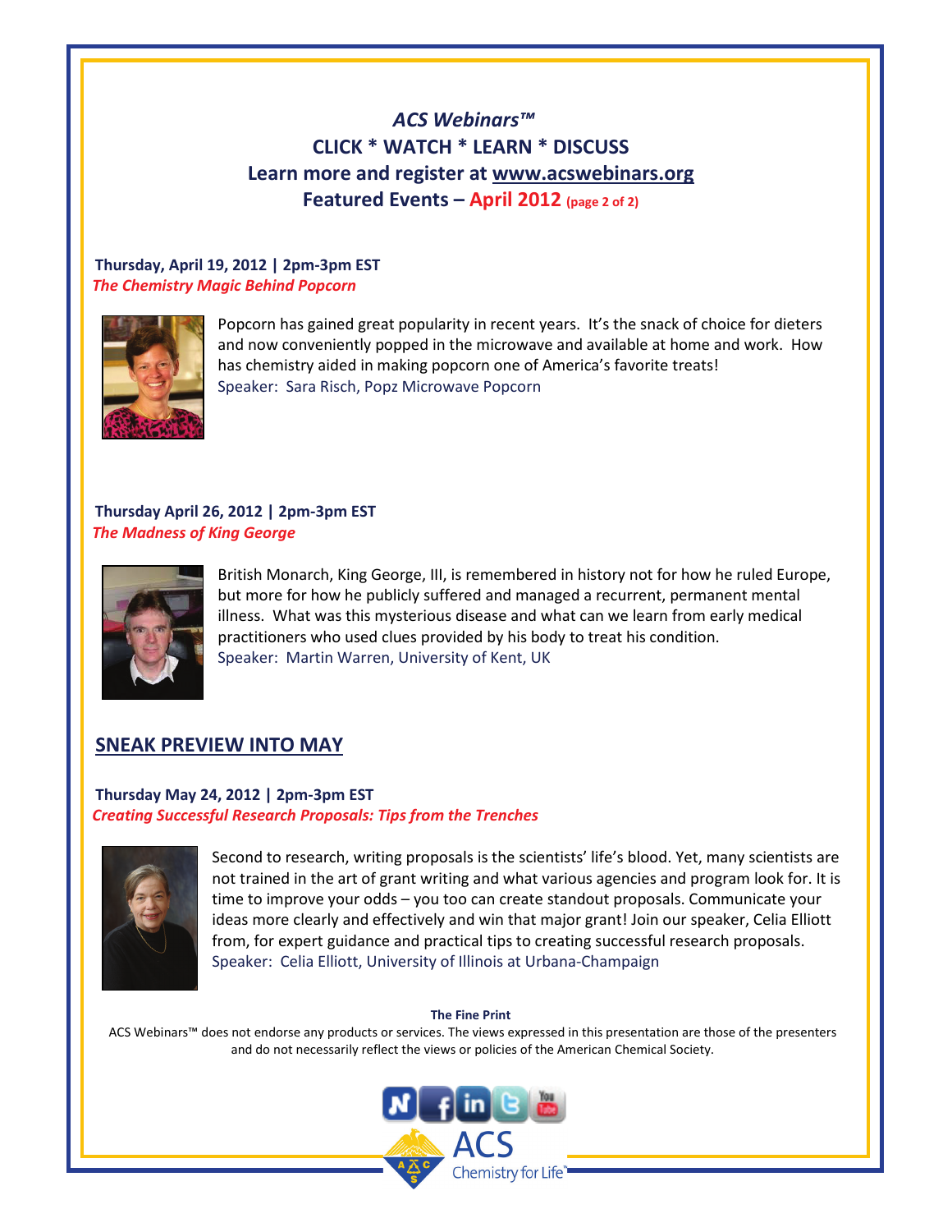# *ACS Webinars™*
## CLICK * WATCH * LEARN * DISCUSS
## Learn more and register at www.acswebinars.org
## Featured Events – April 2012 (page 2 of 2)

**Thursday, April 19, 2012 | 2pm-3pm EST**
***The Chemistry Magic Behind Popcorn***

Popcorn has gained great popularity in recent years. It's the snack of choice for dieters and now conveniently popped in the microwave and available at home and work. How has chemistry aided in making popcorn one of America's favorite treats!
Speaker: Sara Risch, Popz Microwave Popcorn

**Thursday April 26, 2012 | 2pm-3pm EST**
***The Madness of King George***

British Monarch, King George, III, is remembered in history not for how he ruled Europe, but more for how he publicly suffered and managed a recurrent, permanent mental illness. What was this mysterious disease and what can we learn from early medical practitioners who used clues provided by his body to treat his condition.
Speaker: Martin Warren, University of Kent, UK

## SNEAK PREVIEW INTO MAY

**Thursday May 24, 2012 | 2pm-3pm EST**
***Creating Successful Research Proposals: Tips from the Trenches***

Second to research, writing proposals is the scientists' life's blood. Yet, many scientists are not trained in the art of grant writing and what various agencies and program look for. It is time to improve your odds – you too can create standout proposals. Communicate your ideas more clearly and effectively and win that major grant! Join our speaker, Celia Elliott from, for expert guidance and practical tips to creating successful research proposals.
Speaker: Celia Elliott, University of Illinois at Urbana-Champaign

**The Fine Print**
ACS Webinars™ does not endorse any products or services. The views expressed in this presentation are those of the presenters and do not necessarily reflect the views or policies of the American Chemical Society.

ACS Chemistry for Life™